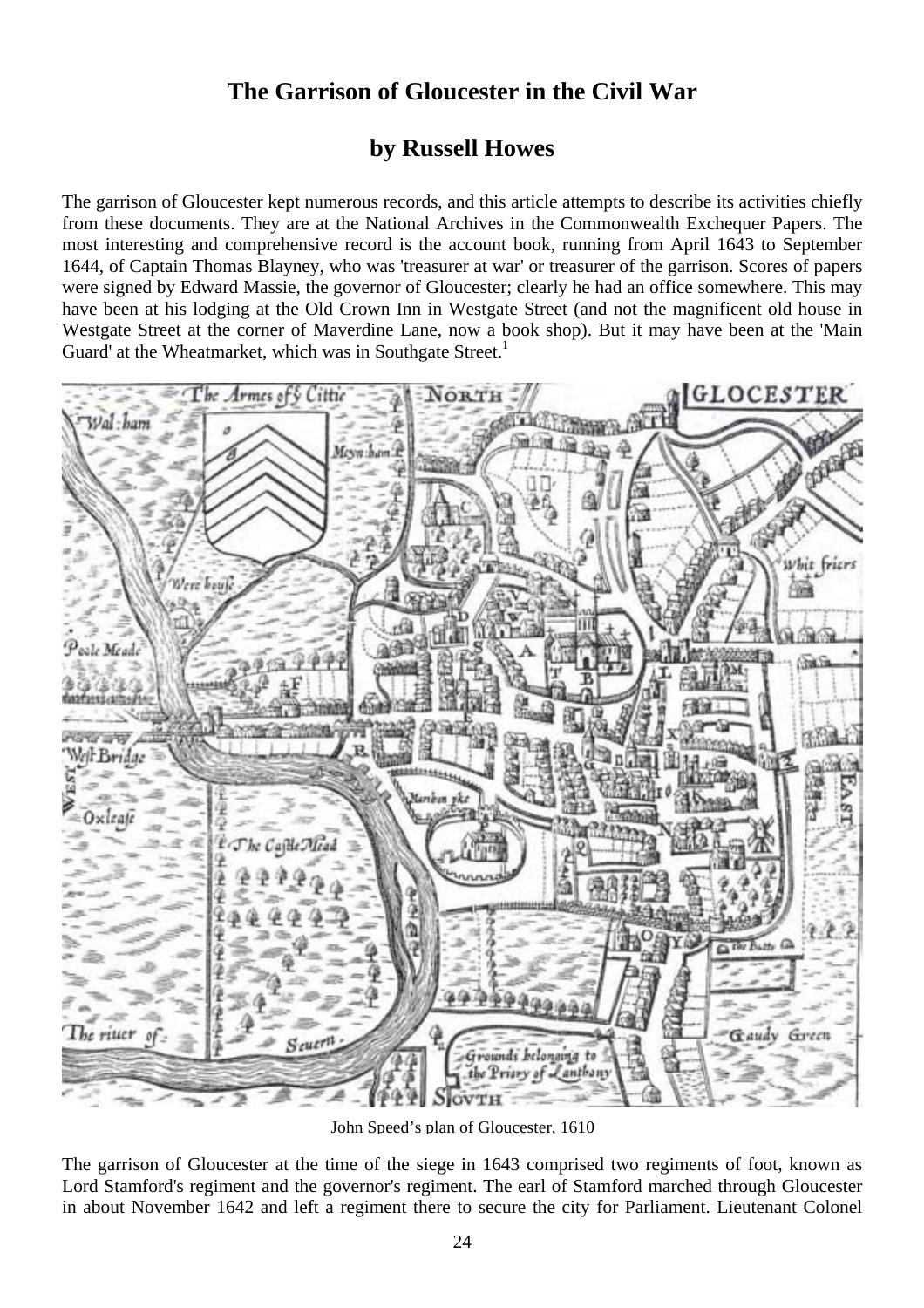# The Garrison of Gloucester in the Civil War

## by Russell Howes

The garrison of Gloucester kept numerous records, and this article attempts to describe its activities chiefly from these documents. They are at the National Archives in the Commonwealth Exchequer Papers. The most interesting and comprehensive record is the account book, running from April 1643 to September 1644, of Captain Thomas Blayney, who was 'treasurer at war' or treasurer of the garrison. Scores of papers were signed by Edward Massie, the governor of Gloucester; clearly he had an office somewhere. This may have been at his lodging at the Old Crown Inn in Westgate Street (and not the magnificent old house in Westgate Street at the corner of Maverdine Lane, now a book shop). But it may have been at the 'Main Guard' at the Wheatmarket, which was in Southgate Street.[1]

John Speed's plan of Gloucester, 1610

The garrison of Gloucester at the time of the siege in 1643 comprised two regiments of foot, known as Lord Stamford's regiment and the governor's regiment. The earl of Stamford marched through Gloucester in about November 1642 and left a regiment there to secure the city for Parliament. Lieutenant Colonel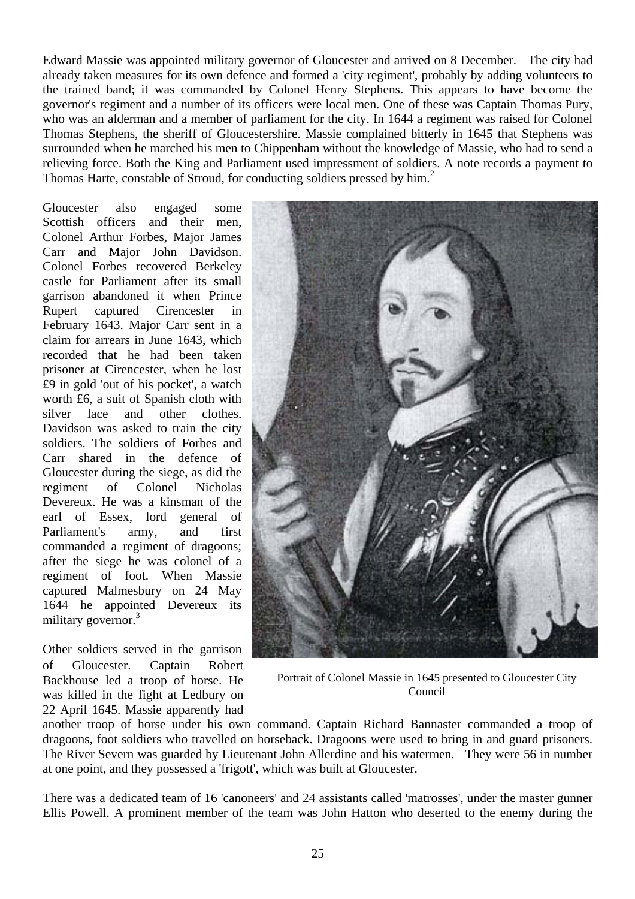Edward Massie was appointed military governor of Gloucester and arrived on 8 December. The city had already taken measures for its own defence and formed a 'city regiment', probably by adding volunteers to the trained band; it was commanded by Colonel Henry Stephens. This appears to have become the governor's regiment and a number of its officers were local men. One of these was Captain Thomas Pury, who was an alderman and a member of parliament for the city. In 1644 a regiment was raised for Colonel Thomas Stephens, the sheriff of Gloucestershire. Massie complained bitterly in 1645 that Stephens was surrounded when he marched his men to Chippenham without the knowledge of Massie, who had to send a relieving force. Both the King and Parliament used impressment of soldiers. A note records a payment to Thomas Harte, constable of Stroud, for conducting soldiers pressed by him.[2]

Gloucester also engaged some Scottish officers and their men, Colonel Arthur Forbes, Major James Carr and Major John Davidson. Colonel Forbes recovered Berkeley castle for Parliament after its small garrison abandoned it when Prince Rupert captured Cirencester in February 1643. Major Carr sent in a claim for arrears in June 1643, which recorded that he had been taken prisoner at Cirencester, when he lost £9 in gold 'out of his pocket', a watch worth £6, a suit of Spanish cloth with silver lace and other clothes. Davidson was asked to train the city soldiers. The soldiers of Forbes and Carr shared in the defence of Gloucester during the siege, as did the regiment of Colonel Nicholas Devereux. He was a kinsman of the earl of Essex, lord general of Parliament's army, and first commanded a regiment of dragoons; after the siege he was colonel of a regiment of foot. When Massie captured Malmesbury on 24 May 1644 he appointed Devereux its military governor.[3]

Portrait of Colonel Massie in 1645 presented to Gloucester City Council

Other soldiers served in the garrison of Gloucester. Captain Robert Backhouse led a troop of horse. He was killed in the fight at Ledbury on 22 April 1645. Massie apparently had another troop of horse under his own command. Captain Richard Bannaster commanded a troop of dragoons, foot soldiers who travelled on horseback. Dragoons were used to bring in and guard prisoners. The River Severn was guarded by Lieutenant John Allerdine and his watermen. They were 56 in number at one point, and they possessed a 'frigott', which was built at Gloucester.

There was a dedicated team of 16 'canoneers' and 24 assistants called 'matrosses', under the master gunner Ellis Powell. A prominent member of the team was John Hatton who deserted to the enemy during the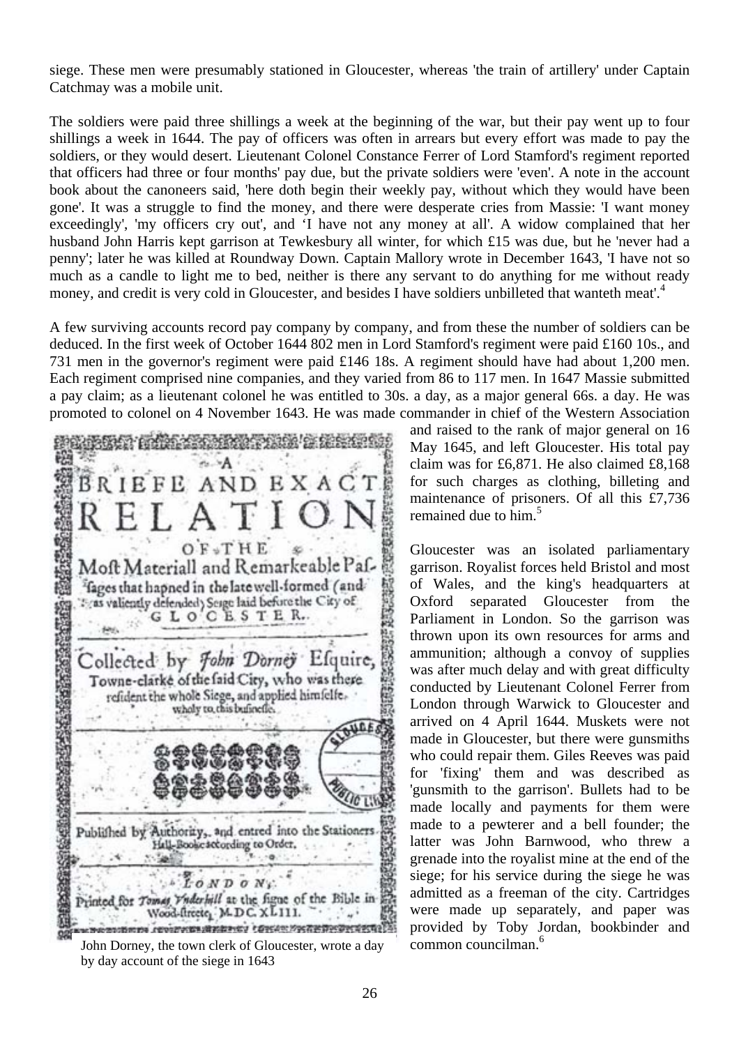siege. These men were presumably stationed in Gloucester, whereas 'the train of artillery' under Captain Catchmay was a mobile unit.

The soldiers were paid three shillings a week at the beginning of the war, but their pay went up to four shillings a week in 1644. The pay of officers was often in arrears but every effort was made to pay the soldiers, or they would desert. Lieutenant Colonel Constance Ferrer of Lord Stamford's regiment reported that officers had three or four months' pay due, but the private soldiers were 'even'. A note in the account book about the canoneers said, 'here doth begin their weekly pay, without which they would have been gone'. It was a struggle to find the money, and there were desperate cries from Massie: 'I want money exceedingly', 'my officers cry out', and 'I have not any money at all'. A widow complained that her husband John Harris kept garrison at Tewkesbury all winter, for which £15 was due, but he 'never had a penny'; later he was killed at Roundway Down. Captain Mallory wrote in December 1643, 'I have not so much as a candle to light me to bed, neither is there any servant to do anything for me without ready money, and credit is very cold in Gloucester, and besides I have soldiers unbilleted that wanteth meat'.[4]

A few surviving accounts record pay company by company, and from these the number of soldiers can be deduced. In the first week of October 1644 802 men in Lord Stamford's regiment were paid £160 10s., and 731 men in the governor's regiment were paid £146 18s. A regiment should have had about 1,200 men. Each regiment comprised nine companies, and they varied from 86 to 117 men. In 1647 Massie submitted a pay claim; as a lieutenant colonel he was entitled to 30s. a day, as a major general 66s. a day. He was promoted to colonel on 4 November 1643. He was made commander in chief of the Western Association and raised to the rank of major general on 16 May 1645, and left Gloucester. His total pay claim was for £6,871. He also claimed £8,168 for such charges as clothing, billeting and maintenance of prisoners. Of all this £7,736 remained due to him.[5]

A BRIEFE AND EXACT RELATION OF THE Most Materiall and Remarkeable Passages that hapned in the late well-formed (and as valiently defended) Seige laid before the City of GLOCESTER. Collected by John Dorney Esquire, Towne-clarke of the said City, who was there resident the whole Siege, and applied himselfe wholy to this businesse. Published by Authority, and entred into the Stationers Hall-Booke according to Order. LONDON, Printed for Tomas Underhill at the signe of the Bible in Wood-streete, M.DC.XLIII.

John Dorney, the town clerk of Gloucester, wrote a day by day account of the siege in 1643

Gloucester was an isolated parliamentary garrison. Royalist forces held Bristol and most of Wales, and the king's headquarters at Oxford separated Gloucester from the Parliament in London. So the garrison was thrown upon its own resources for arms and ammunition; although a convoy of supplies was after much delay and with great difficulty conducted by Lieutenant Colonel Ferrer from London through Warwick to Gloucester and arrived on 4 April 1644. Muskets were not made in Gloucester, but there were gunsmiths who could repair them. Giles Reeves was paid for 'fixing' them and was described as 'gunsmith to the garrison'. Bullets had to be made locally and payments for them were made to a pewterer and a bell founder; the latter was John Barnwood, who threw a grenade into the royalist mine at the end of the siege; for his service during the siege he was admitted as a freeman of the city. Cartridges were made up separately, and paper was provided by Toby Jordan, bookbinder and common councilman.[6]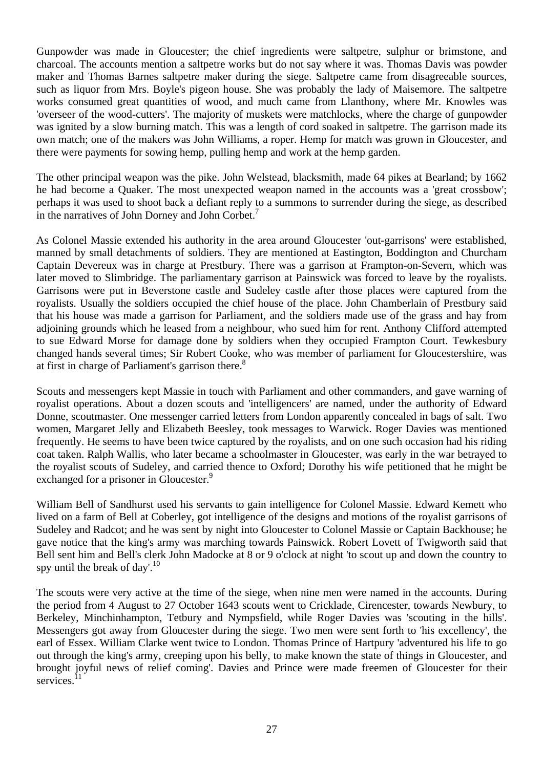Gunpowder was made in Gloucester; the chief ingredients were saltpetre, sulphur or brimstone, and charcoal. The accounts mention a saltpetre works but do not say where it was. Thomas Davis was powder maker and Thomas Barnes saltpetre maker during the siege. Saltpetre came from disagreeable sources, such as liquor from Mrs. Boyle's pigeon house. She was probably the lady of Maisemore. The saltpetre works consumed great quantities of wood, and much came from Llanthony, where Mr. Knowles was 'overseer of the wood-cutters'. The majority of muskets were matchlocks, where the charge of gunpowder was ignited by a slow burning match. This was a length of cord soaked in saltpetre. The garrison made its own match; one of the makers was John Williams, a roper. Hemp for match was grown in Gloucester, and there were payments for sowing hemp, pulling hemp and work at the hemp garden.

The other principal weapon was the pike. John Welstead, blacksmith, made 64 pikes at Bearland; by 1662 he had become a Quaker. The most unexpected weapon named in the accounts was a 'great crossbow'; perhaps it was used to shoot back a defiant reply to a summons to surrender during the siege, as described in the narratives of John Dorney and John Corbet.[7]

As Colonel Massie extended his authority in the area around Gloucester 'out-garrisons' were established, manned by small detachments of soldiers. They are mentioned at Eastington, Boddington and Churcham Captain Devereux was in charge at Prestbury. There was a garrison at Frampton-on-Severn, which was later moved to Slimbridge. The parliamentary garrison at Painswick was forced to leave by the royalists. Garrisons were put in Beverstone castle and Sudeley castle after those places were captured from the royalists. Usually the soldiers occupied the chief house of the place. John Chamberlain of Prestbury said that his house was made a garrison for Parliament, and the soldiers made use of the grass and hay from adjoining grounds which he leased from a neighbour, who sued him for rent. Anthony Clifford attempted to sue Edward Morse for damage done by soldiers when they occupied Frampton Court. Tewkesbury changed hands several times; Sir Robert Cooke, who was member of parliament for Gloucestershire, was at first in charge of Parliament's garrison there.[8]

Scouts and messengers kept Massie in touch with Parliament and other commanders, and gave warning of royalist operations. About a dozen scouts and 'intelligencers' are named, under the authority of Edward Donne, scoutmaster. One messenger carried letters from London apparently concealed in bags of salt. Two women, Margaret Jelly and Elizabeth Beesley, took messages to Warwick. Roger Davies was mentioned frequently. He seems to have been twice captured by the royalists, and on one such occasion had his riding coat taken. Ralph Wallis, who later became a schoolmaster in Gloucester, was early in the war betrayed to the royalist scouts of Sudeley, and carried thence to Oxford; Dorothy his wife petitioned that he might be exchanged for a prisoner in Gloucester.[9]

William Bell of Sandhurst used his servants to gain intelligence for Colonel Massie. Edward Kemett who lived on a farm of Bell at Coberley, got intelligence of the designs and motions of the royalist garrisons of Sudeley and Radcot; and he was sent by night into Gloucester to Colonel Massie or Captain Backhouse; he gave notice that the king's army was marching towards Painswick. Robert Lovett of Twigworth said that Bell sent him and Bell's clerk John Madocke at 8 or 9 o'clock at night 'to scout up and down the country to spy until the break of day'.[10]

The scouts were very active at the time of the siege, when nine men were named in the accounts. During the period from 4 August to 27 October 1643 scouts went to Cricklade, Cirencester, towards Newbury, to Berkeley, Minchinhampton, Tetbury and Nympsfield, while Roger Davies was 'scouting in the hills'. Messengers got away from Gloucester during the siege. Two men were sent forth to 'his excellency', the earl of Essex. William Clarke went twice to London. Thomas Prince of Hartpury 'adventured his life to go out through the king's army, creeping upon his belly, to make known the state of things in Gloucester, and brought joyful news of relief coming'. Davies and Prince were made freemen of Gloucester for their services.[11]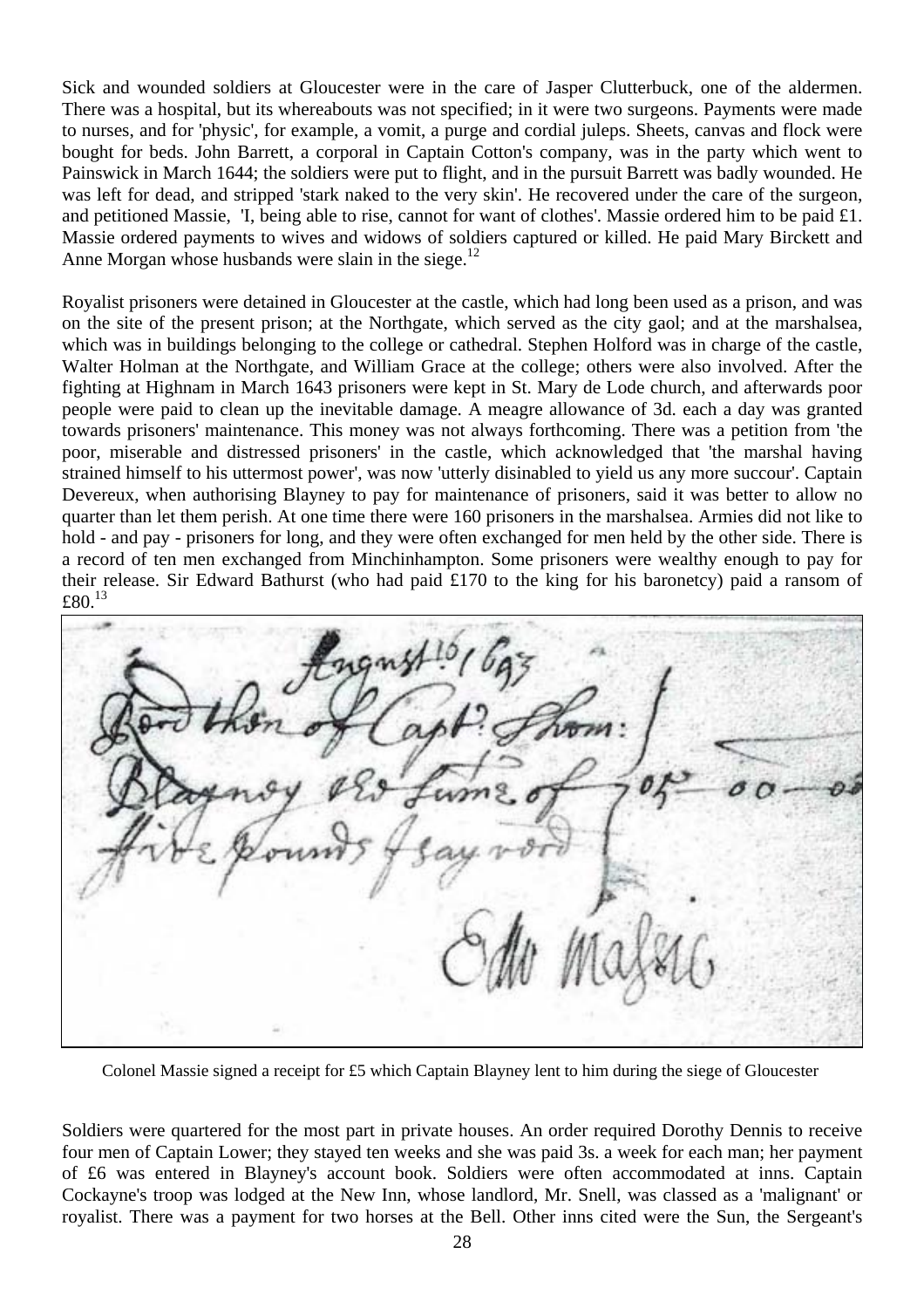Sick and wounded soldiers at Gloucester were in the care of Jasper Clutterbuck, one of the aldermen. There was a hospital, but its whereabouts was not specified; in it were two surgeons. Payments were made to nurses, and for 'physic', for example, a vomit, a purge and cordial juleps. Sheets, canvas and flock were bought for beds. John Barrett, a corporal in Captain Cotton's company, was in the party which went to Painswick in March 1644; the soldiers were put to flight, and in the pursuit Barrett was badly wounded. He was left for dead, and stripped 'stark naked to the very skin'. He recovered under the care of the surgeon, and petitioned Massie, 'I, being able to rise, cannot for want of clothes'. Massie ordered him to be paid £1. Massie ordered payments to wives and widows of soldiers captured or killed. He paid Mary Birckett and Anne Morgan whose husbands were slain in the siege.[12]

Royalist prisoners were detained in Gloucester at the castle, which had long been used as a prison, and was on the site of the present prison; at the Northgate, which served as the city gaol; and at the marshalsea, which was in buildings belonging to the college or cathedral. Stephen Holford was in charge of the castle, Walter Holman at the Northgate, and William Grace at the college; others were also involved. After the fighting at Highnam in March 1643 prisoners were kept in St. Mary de Lode church, and afterwards poor people were paid to clean up the inevitable damage. A meagre allowance of 3d. each a day was granted towards prisoners' maintenance. This money was not always forthcoming. There was a petition from 'the poor, miserable and distressed prisoners' in the castle, which acknowledged that 'the marshal having strained himself to his uttermost power', was now 'utterly disinabled to yield us any more succour'. Captain Devereux, when authorising Blayney to pay for maintenance of prisoners, said it was better to allow no quarter than let them perish. At one time there were 160 prisoners in the marshalsea. Armies did not like to hold - and pay - prisoners for long, and they were often exchanged for men held by the other side. There is a record of ten men exchanged from Minchinhampton. Some prisoners were wealthy enough to pay for their release. Sir Edward Bathurst (who had paid £170 to the king for his baronetcy) paid a ransom of £80.[13]

Colonel Massie signed a receipt for £5 which Captain Blayney lent to him during the siege of Gloucester

Soldiers were quartered for the most part in private houses. An order required Dorothy Dennis to receive four men of Captain Lower; they stayed ten weeks and she was paid 3s. a week for each man; her payment of £6 was entered in Blayney's account book. Soldiers were often accommodated at inns. Captain Cockayne's troop was lodged at the New Inn, whose landlord, Mr. Snell, was classed as a 'malignant' or royalist. There was a payment for two horses at the Bell. Other inns cited were the Sun, the Sergeant's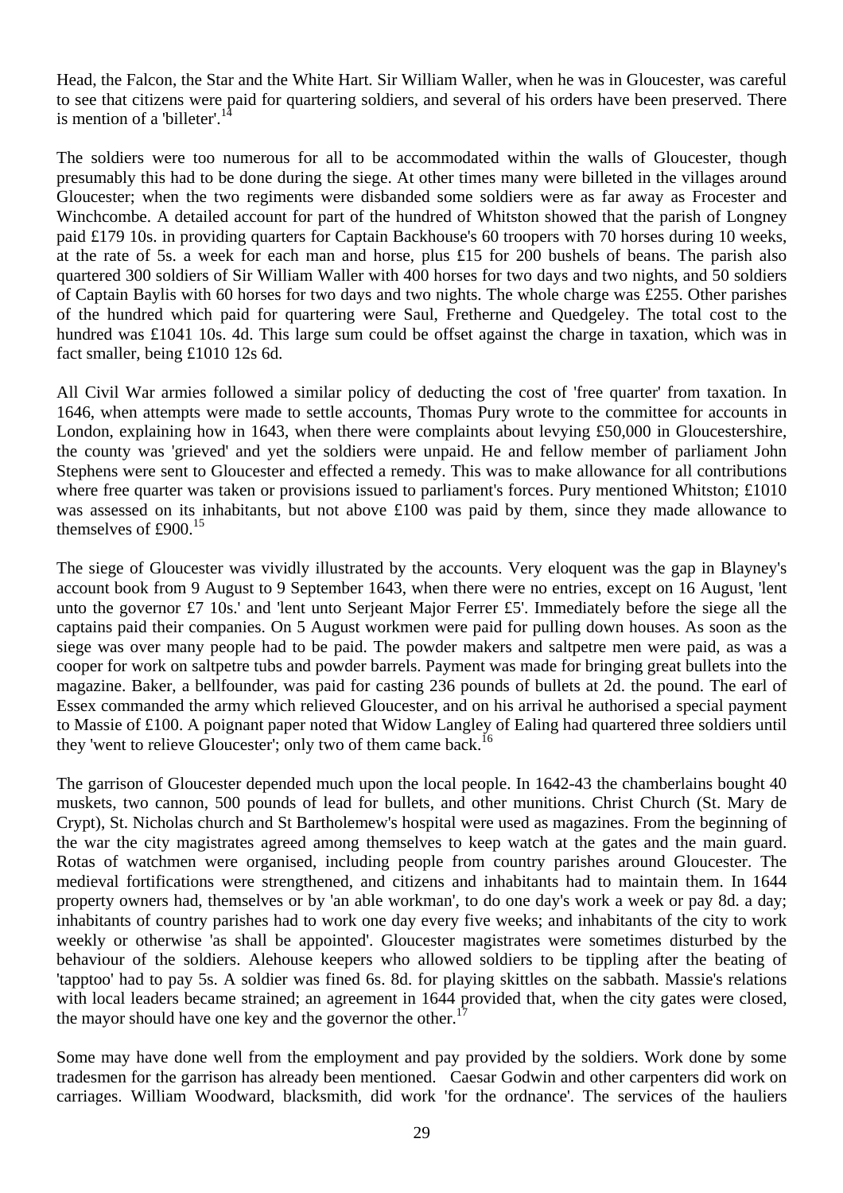Head, the Falcon, the Star and the White Hart. Sir William Waller, when he was in Gloucester, was careful to see that citizens were paid for quartering soldiers, and several of his orders have been preserved. There is mention of a 'billeter'.[14]

The soldiers were too numerous for all to be accommodated within the walls of Gloucester, though presumably this had to be done during the siege. At other times many were billeted in the villages around Gloucester; when the two regiments were disbanded some soldiers were as far away as Frocester and Winchcombe. A detailed account for part of the hundred of Whitston showed that the parish of Longney paid £179 10s. in providing quarters for Captain Backhouse's 60 troopers with 70 horses during 10 weeks, at the rate of 5s. a week for each man and horse, plus £15 for 200 bushels of beans. The parish also quartered 300 soldiers of Sir William Waller with 400 horses for two days and two nights, and 50 soldiers of Captain Baylis with 60 horses for two days and two nights. The whole charge was £255. Other parishes of the hundred which paid for quartering were Saul, Fretherne and Quedgeley. The total cost to the hundred was £1041 10s. 4d. This large sum could be offset against the charge in taxation, which was in fact smaller, being £1010 12s 6d.

All Civil War armies followed a similar policy of deducting the cost of 'free quarter' from taxation. In 1646, when attempts were made to settle accounts, Thomas Pury wrote to the committee for accounts in London, explaining how in 1643, when there were complaints about levying £50,000 in Gloucestershire, the county was 'grieved' and yet the soldiers were unpaid. He and fellow member of parliament John Stephens were sent to Gloucester and effected a remedy. This was to make allowance for all contributions where free quarter was taken or provisions issued to parliament's forces. Pury mentioned Whitston; £1010 was assessed on its inhabitants, but not above £100 was paid by them, since they made allowance to themselves of £900.[15]

The siege of Gloucester was vividly illustrated by the accounts. Very eloquent was the gap in Blayney's account book from 9 August to 9 September 1643, when there were no entries, except on 16 August, 'lent unto the governor £7 10s.' and 'lent unto Serjeant Major Ferrer £5'. Immediately before the siege all the captains paid their companies. On 5 August workmen were paid for pulling down houses. As soon as the siege was over many people had to be paid. The powder makers and saltpetre men were paid, as was a cooper for work on saltpetre tubs and powder barrels. Payment was made for bringing great bullets into the magazine. Baker, a bellfounder, was paid for casting 236 pounds of bullets at 2d. the pound. The earl of Essex commanded the army which relieved Gloucester, and on his arrival he authorised a special payment to Massie of £100. A poignant paper noted that Widow Langley of Ealing had quartered three soldiers until they 'went to relieve Gloucester'; only two of them came back.[16]

The garrison of Gloucester depended much upon the local people. In 1642-43 the chamberlains bought 40 muskets, two cannon, 500 pounds of lead for bullets, and other munitions. Christ Church (St. Mary de Crypt), St. Nicholas church and St Bartholemew's hospital were used as magazines. From the beginning of the war the city magistrates agreed among themselves to keep watch at the gates and the main guard. Rotas of watchmen were organised, including people from country parishes around Gloucester. The medieval fortifications were strengthened, and citizens and inhabitants had to maintain them. In 1644 property owners had, themselves or by 'an able workman', to do one day's work a week or pay 8d. a day; inhabitants of country parishes had to work one day every five weeks; and inhabitants of the city to work weekly or otherwise 'as shall be appointed'. Gloucester magistrates were sometimes disturbed by the behaviour of the soldiers. Alehouse keepers who allowed soldiers to be tippling after the beating of 'tapptoo' had to pay 5s. A soldier was fined 6s. 8d. for playing skittles on the sabbath. Massie's relations with local leaders became strained; an agreement in 1644 provided that, when the city gates were closed, the mayor should have one key and the governor the other.[17]

Some may have done well from the employment and pay provided by the soldiers. Work done by some tradesmen for the garrison has already been mentioned. Caesar Godwin and other carpenters did work on carriages. William Woodward, blacksmith, did work 'for the ordnance'. The services of the hauliers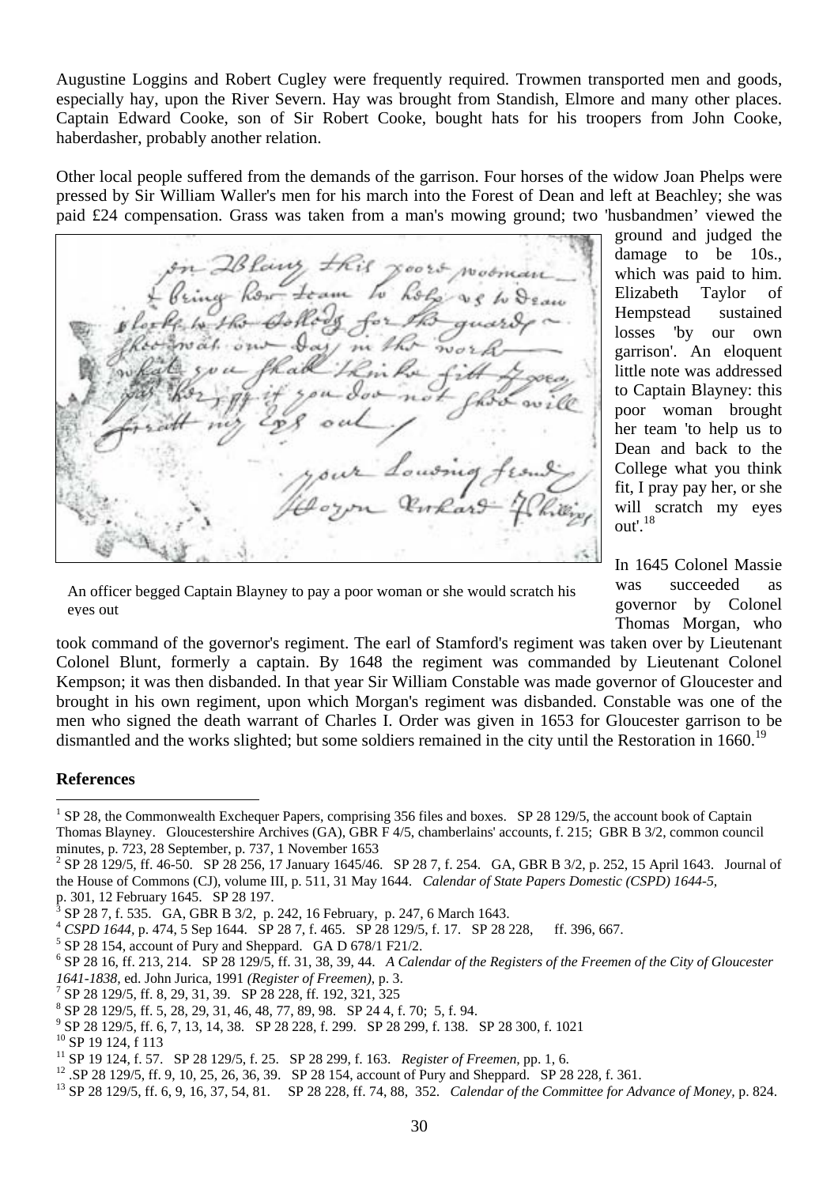Augustine Loggins and Robert Cugley were frequently required. Trowmen transported men and goods, especially hay, upon the River Severn. Hay was brought from Standish, Elmore and many other places. Captain Edward Cooke, son of Sir Robert Cooke, bought hats for his troopers from John Cooke, haberdasher, probably another relation.

Other local people suffered from the demands of the garrison. Four horses of the widow Joan Phelps were pressed by Sir William Waller's men for his march into the Forest of Dean and left at Beachley; she was paid £24 compensation. Grass was taken from a man's mowing ground; two 'husbandmen' viewed the ground and judged the damage to be 10s., which was paid to him. Elizabeth Taylor of Hempstead sustained losses 'by our own garrison'. An eloquent little note was addressed to Captain Blayney: this poor woman brought her team 'to help us to Dean and back to the College what you think fit, I pray pay her, or she will scratch my eyes out'.[18]

An officer begged Captain Blayney to pay a poor woman or she would scratch his eyes out

In 1645 Colonel Massie was succeeded as governor by Colonel Thomas Morgan, who took command of the governor's regiment. The earl of Stamford's regiment was taken over by Lieutenant Colonel Blunt, formerly a captain. By 1648 the regiment was commanded by Lieutenant Colonel Kempson; it was then disbanded. In that year Sir William Constable was made governor of Gloucester and brought in his own regiment, upon which Morgan's regiment was disbanded. Constable was one of the men who signed the death warrant of Charles I. Order was given in 1653 for Gloucester garrison to be dismantled and the works slighted; but some soldiers remained in the city until the Restoration in 1660.[19]

**References**

[1] SP 28, the Commonwealth Exchequer Papers, comprising 356 files and boxes. SP 28 129/5, the account book of Captain Thomas Blayney. Gloucestershire Archives (GA), GBR F 4/5, chamberlains' accounts, f. 215; GBR B 3/2, common council minutes, p. 723, 28 September, p. 737, 1 November 1653

[2] SP 28 129/5, ff. 46-50. SP 28 256, 17 January 1645/46. SP 28 7, f. 254. GA, GBR B 3/2, p. 252, 15 April 1643. Journal of the House of Commons (CJ), volume III, p. 511, 31 May 1644. *Calendar of State Papers Domestic (CSPD) 1644-5,* p. 301, 12 February 1645. SP 28 197.

[3] SP 28 7, f. 535. GA, GBR B 3/2, p. 242, 16 February, p. 247, 6 March 1643.

[4] *CSPD 1644*, p. 474, 5 Sep 1644. SP 28 7, f. 465. SP 28 129/5, f. 17. SP 28 228, ff. 396, 667.

[5] SP 28 154, account of Pury and Sheppard. GA D 678/1 F21/2.

[6] SP 28 16, ff. 213, 214. SP 28 129/5, ff. 31, 38, 39, 44. *A Calendar of the Registers of the Freemen of the City of Gloucester 1641-1838,* ed. John Jurica, 1991 *(Register of Freemen)*, p. 3.

[7] SP 28 129/5, ff. 8, 29, 31, 39. SP 28 228, ff. 192, 321, 325

[8] SP 28 129/5, ff. 5, 28, 29, 31, 46, 48, 77, 89, 98. SP 24 4, f. 70; 5, f. 94.

[9] SP 28 129/5, ff. 6, 7, 13, 14, 38. SP 28 228, f. 299. SP 28 299, f. 138. SP 28 300, f. 1021

[10] SP 19 124, f 113

[11] SP 19 124, f. 57. SP 28 129/5, f. 25. SP 28 299, f. 163. *Register of Freemen*, pp. 1, 6.

[12] .SP 28 129/5, ff. 9, 10, 25, 26, 36, 39. SP 28 154, account of Pury and Sheppard. SP 28 228, f. 361.

[13] SP 28 129/5, ff. 6, 9, 16, 37, 54, 81. SP 28 228, ff. 74, 88, 352. *Calendar of the Committee for Advance of Money*, p. 824.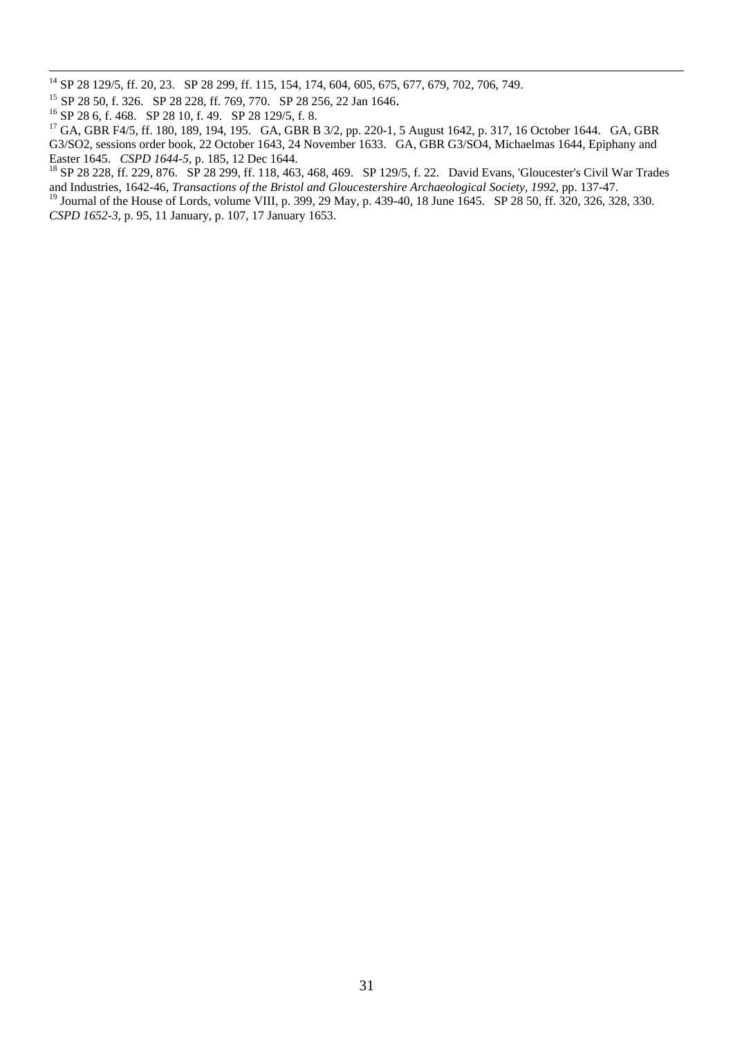[14] SP 28 129/5, ff. 20, 23. SP 28 299, ff. 115, 154, 174, 604, 605, 675, 677, 679, 702, 706, 749.

[15] SP 28 50, f. 326. SP 28 228, ff. 769, 770. SP 28 256, 22 Jan 1646.

[16] SP 28 6, f. 468. SP 28 10, f. 49. SP 28 129/5, f. 8.

[17] GA, GBR F4/5, ff. 180, 189, 194, 195. GA, GBR B 3/2, pp. 220-1, 5 August 1642, p. 317, 16 October 1644. GA, GBR G3/SO2, sessions order book, 22 October 1643, 24 November 1633. GA, GBR G3/SO4, Michaelmas 1644, Epiphany and Easter 1645. *CSPD 1644-5*, p. 185, 12 Dec 1644.

[18] SP 28 228, ff. 229, 876. SP 28 299, ff. 118, 463, 468, 469. SP 129/5, f. 22. David Evans, 'Gloucester's Civil War Trades and Industries, 1642-46, *Transactions of the Bristol and Gloucestershire Archaeological Society, 1992*, pp. 137-47.

[19] Journal of the House of Lords, volume VIII, p. 399, 29 May, p. 439-40, 18 June 1645. SP 28 50, ff. 320, 326, 328, 330. *CSPD 1652-3*, p. 95, 11 January, p. 107, 17 January 1653.